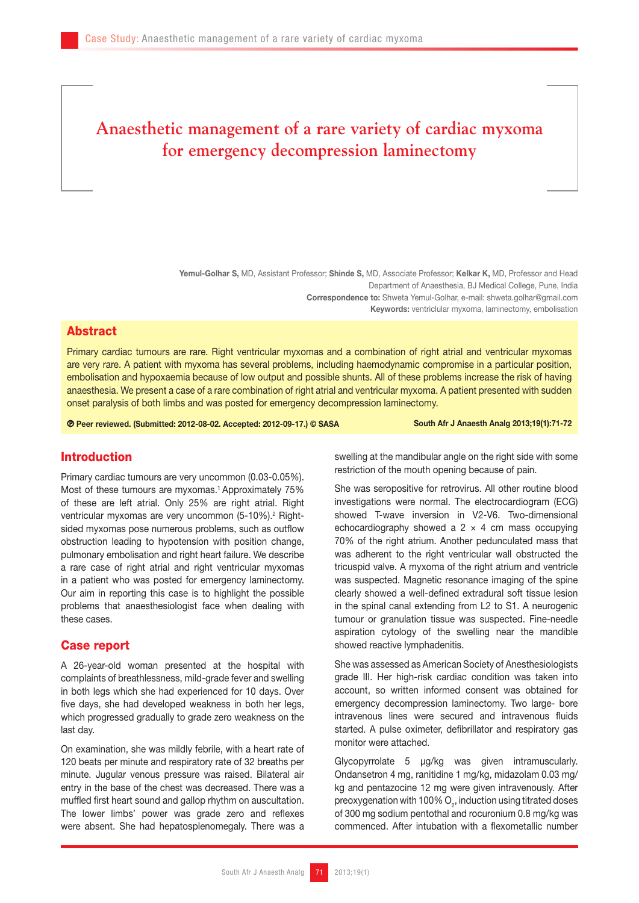# Anaesthetic management of a rare variety of cardiac myxoma for emergency decompression laminectomy

**Yemul-Golhar S,** MD, Assistant Professor; **Shinde S,** MD, Associate Professor; **Kelkar K,** MD, Professor and Head
Department of Anaesthesia, BJ Medical College, Pune, India
**Correspondence to:** Shweta Yemul-Golhar, e-mail: shweta.golhar@gmail.com
**Keywords:** ventriclular myxoma, laminectomy, embolisation

## Abstract

Primary cardiac tumours are rare. Right ventricular myxomas and a combination of right atrial and ventricular myxomas are very rare. A patient with myxoma has several problems, including haemodynamic compromise in a particular position, embolisation and hypoxaemia because of low output and possible shunts. All of these problems increase the risk of having anaesthesia. We present a case of a rare combination of right atrial and ventricular myxoma. A patient presented with sudden onset paralysis of both limbs and was posted for emergency decompression laminectomy.

**Ⓟ Peer reviewed. (Submitted: 2012-08-02. Accepted: 2012-09-17.) © SASA** **South Afr J Anaesth Analg 2013;19(1):71-72**

## Introduction

Primary cardiac tumours are very uncommon (0.03-0.05%). Most of these tumours are myxomas.[1] Approximately 75% of these are left atrial. Only 25% are right atrial. Right ventricular myxomas are very uncommon (5-10%).[2] Right-sided myxomas pose numerous problems, such as outflow obstruction leading to hypotension with position change, pulmonary embolisation and right heart failure. We describe a rare case of right atrial and right ventricular myxomas in a patient who was posted for emergency laminectomy. Our aim in reporting this case is to highlight the possible problems that anaesthesiologist face when dealing with these cases.

## Case report

A 26-year-old woman presented at the hospital with complaints of breathlessness, mild-grade fever and swelling in both legs which she had experienced for 10 days. Over five days, she had developed weakness in both her legs, which progressed gradually to grade zero weakness on the last day.

On examination, she was mildly febrile, with a heart rate of 120 beats per minute and respiratory rate of 32 breaths per minute. Jugular venous pressure was raised. Bilateral air entry in the base of the chest was decreased. There was a muffled first heart sound and gallop rhythm on auscultation. The lower limbs' power was grade zero and reflexes were absent. She had hepatosplenomegaly. There was a swelling at the mandibular angle on the right side with some restriction of the mouth opening because of pain.

She was seropositive for retrovirus. All other routine blood investigations were normal. The electrocardiogram (ECG) showed T-wave inversion in V2-V6. Two-dimensional echocardiography showed a 2 × 4 cm mass occupying 70% of the right atrium. Another pedunculated mass that was adherent to the right ventricular wall obstructed the tricuspid valve. A myxoma of the right atrium and ventricle was suspected. Magnetic resonance imaging of the spine clearly showed a well-defined extradural soft tissue lesion in the spinal canal extending from L2 to S1. A neurogenic tumour or granulation tissue was suspected. Fine-needle aspiration cytology of the swelling near the mandible showed reactive lymphadenitis.

She was assessed as American Society of Anesthesiologists grade III. Her high-risk cardiac condition was taken into account, so written informed consent was obtained for emergency decompression laminectomy. Two large- bore intravenous lines were secured and intravenous fluids started. A pulse oximeter, defibrillator and respiratory gas monitor were attached.

Glycopyrrolate 5 µg/kg was given intramuscularly. Ondansetron 4 mg, ranitidine 1 mg/kg, midazolam 0.03 mg/kg and pentazocine 12 mg were given intravenously. After preoxygenation with 100% $O_2$, induction using titrated doses of 300 mg sodium pentothal and rocuronium 0.8 mg/kg was commenced. After intubation with a flexometallic number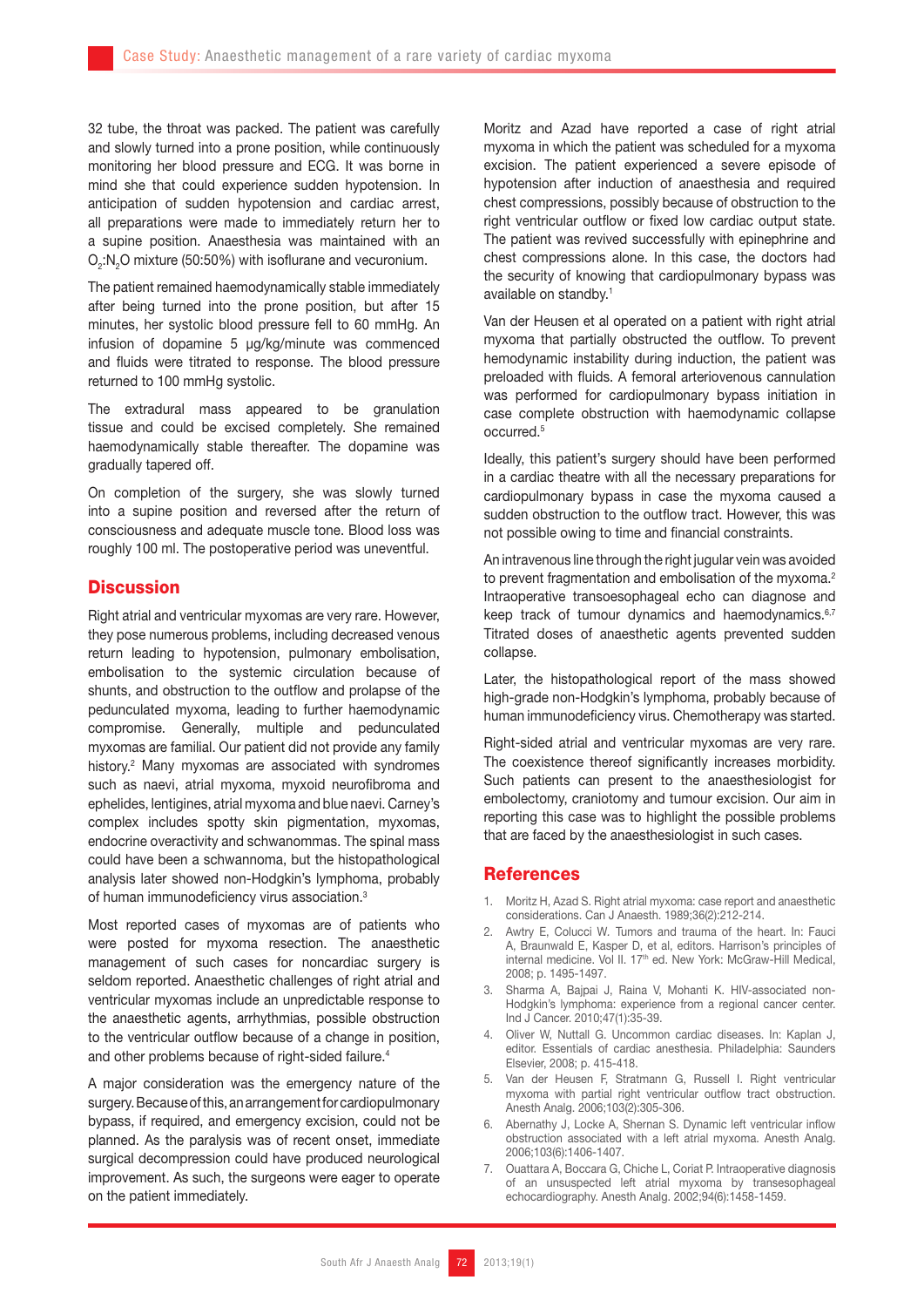32 tube, the throat was packed. The patient was carefully and slowly turned into a prone position, while continuously monitoring her blood pressure and ECG. It was borne in mind she that could experience sudden hypotension. In anticipation of sudden hypotension and cardiac arrest, all preparations were made to immediately return her to a supine position. Anaesthesia was maintained with an $O_2$:$N_2O$ mixture (50:50%) with isoflurane and vecuronium.

The patient remained haemodynamically stable immediately after being turned into the prone position, but after 15 minutes, her systolic blood pressure fell to 60 mmHg. An infusion of dopamine 5 µg/kg/minute was commenced and fluids were titrated to response. The blood pressure returned to 100 mmHg systolic.

The extradural mass appeared to be granulation tissue and could be excised completely. She remained haemodynamically stable thereafter. The dopamine was gradually tapered off.

On completion of the surgery, she was slowly turned into a supine position and reversed after the return of consciousness and adequate muscle tone. Blood loss was roughly 100 ml. The postoperative period was uneventful.

## Discussion

Right atrial and ventricular myxomas are very rare. However, they pose numerous problems, including decreased venous return leading to hypotension, pulmonary embolisation, embolisation to the systemic circulation because of shunts, and obstruction to the outflow and prolapse of the pedunculated myxoma, leading to further haemodynamic compromise. Generally, multiple and pedunculated myxomas are familial. Our patient did not provide any family history.[2] Many myxomas are associated with syndromes such as naevi, atrial myxoma, myxoid neurofibroma and ephelides, lentigines, atrial myxoma and blue naevi. Carney's complex includes spotty skin pigmentation, myxomas, endocrine overactivity and schwanommas. The spinal mass could have been a schwannoma, but the histopathological analysis later showed non-Hodgkin's lymphoma, probably of human immunodeficiency virus association.[3]

Most reported cases of myxomas are of patients who were posted for myxoma resection. The anaesthetic management of such cases for noncardiac surgery is seldom reported. Anaesthetic challenges of right atrial and ventricular myxomas include an unpredictable response to the anaesthetic agents, arrhythmias, possible obstruction to the ventricular outflow because of a change in position, and other problems because of right-sided failure.[4]

A major consideration was the emergency nature of the surgery. Because of this, an arrangement for cardiopulmonary bypass, if required, and emergency excision, could not be planned. As the paralysis was of recent onset, immediate surgical decompression could have produced neurological improvement. As such, the surgeons were eager to operate on the patient immediately.

Moritz and Azad have reported a case of right atrial myxoma in which the patient was scheduled for a myxoma excision. The patient experienced a severe episode of hypotension after induction of anaesthesia and required chest compressions, possibly because of obstruction to the right ventricular outflow or fixed low cardiac output state. The patient was revived successfully with epinephrine and chest compressions alone. In this case, the doctors had the security of knowing that cardiopulmonary bypass was available on standby.[1]

Van der Heusen et al operated on a patient with right atrial myxoma that partially obstructed the outflow. To prevent hemodynamic instability during induction, the patient was preloaded with fluids. A femoral arteriovenous cannulation was performed for cardiopulmonary bypass initiation in case complete obstruction with haemodynamic collapse occurred.[5]

Ideally, this patient's surgery should have been performed in a cardiac theatre with all the necessary preparations for cardiopulmonary bypass in case the myxoma caused a sudden obstruction to the outflow tract. However, this was not possible owing to time and financial constraints.

An intravenous line through the right jugular vein was avoided to prevent fragmentation and embolisation of the myxoma.[2] Intraoperative transoesophageal echo can diagnose and keep track of tumour dynamics and haemodynamics.[6,7] Titrated doses of anaesthetic agents prevented sudden collapse.

Later, the histopathological report of the mass showed high-grade non-Hodgkin's lymphoma, probably because of human immunodeficiency virus. Chemotherapy was started.

Right-sided atrial and ventricular myxomas are very rare. The coexistence thereof significantly increases morbidity. Such patients can present to the anaesthesiologist for embolectomy, craniotomy and tumour excision. Our aim in reporting this case was to highlight the possible problems that are faced by the anaesthesiologist in such cases.

## References

1. Moritz H, Azad S. Right atrial myxoma: case report and anaesthetic considerations. Can J Anaesth. 1989;36(2):212-214.
2. Awtry E, Colucci W. Tumors and trauma of the heart. In: Fauci A, Braunwald E, Kasper D, et al, editors. Harrison's principles of internal medicine. Vol II. 17th ed. New York: McGraw-Hill Medical, 2008; p. 1495-1497.
3. Sharma A, Bajpai J, Raina V, Mohanti K. HIV-associated non-Hodgkin's lymphoma: experience from a regional cancer center. Ind J Cancer. 2010;47(1):35-39.
4. Oliver W, Nuttall G. Uncommon cardiac diseases. In: Kaplan J, editor. Essentials of cardiac anesthesia. Philadelphia: Saunders Elsevier, 2008; p. 415-418.
5. Van der Heusen F, Stratmann G, Russell I. Right ventricular myxoma with partial right ventricular outflow tract obstruction. Anesth Analg. 2006;103(2):305-306.
6. Abernathy J, Locke A, Shernan S. Dynamic left ventricular inflow obstruction associated with a left atrial myxoma. Anesth Analg. 2006;103(6):1406-1407.
7. Ouattara A, Boccara G, Chiche L, Coriat P. Intraoperative diagnosis of an unsuspected left atrial myxoma by transesophageal echocardiography. Anesth Analg. 2002;94(6):1458-1459.